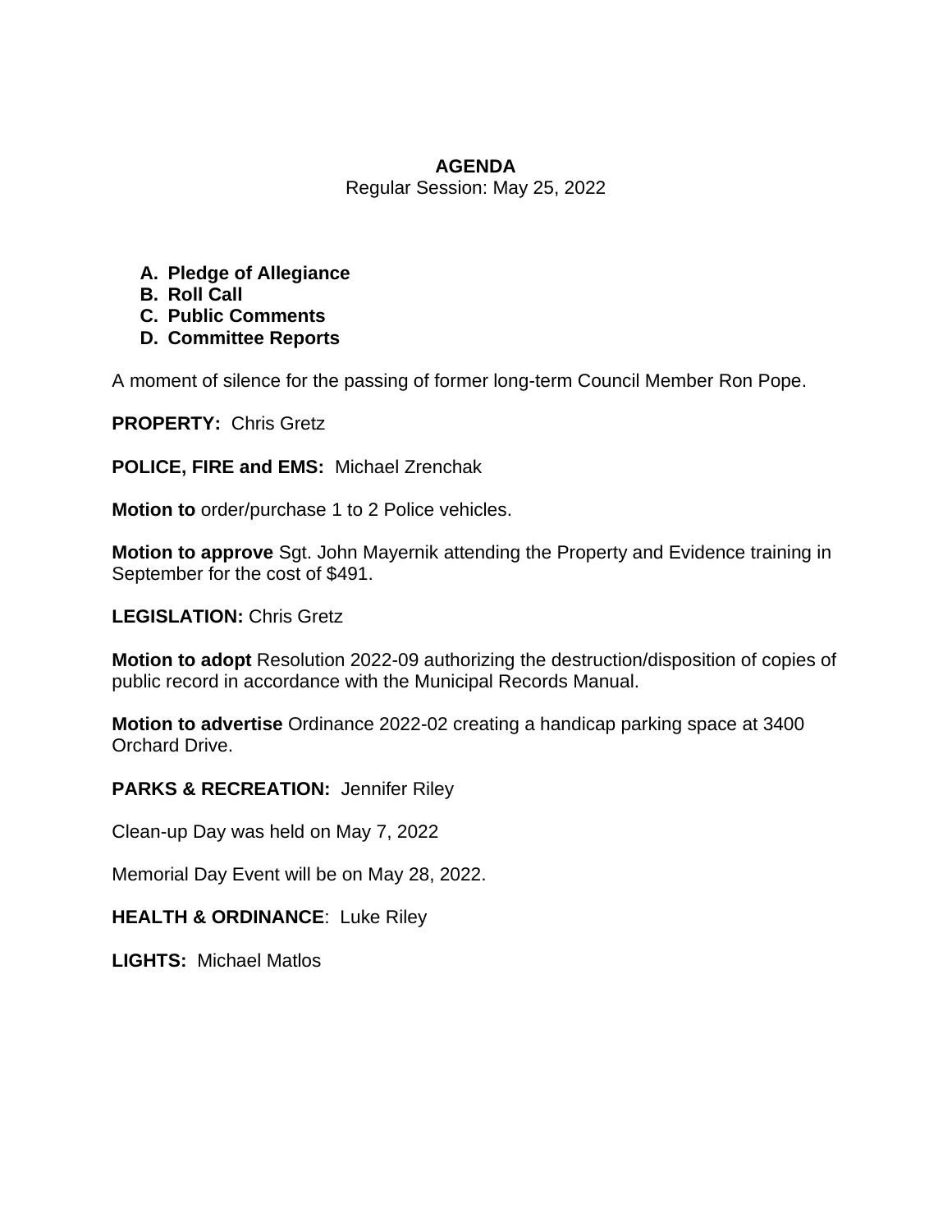**AGENDA**

Regular Session: May 25, 2022

A. **Pledge of Allegiance**
B. **Roll Call**
C. **Public Comments**
D. **Committee Reports**

A moment of silence for the passing of former long-term Council Member Ron Pope.

**PROPERTY:** Chris Gretz

**POLICE, FIRE and EMS:** Michael Zrenchak

**Motion to** order/purchase 1 to 2 Police vehicles.

**Motion to approve** Sgt. John Mayernik attending the Property and Evidence training in September for the cost of $491.

**LEGISLATION:** Chris Gretz

**Motion to adopt** Resolution 2022-09 authorizing the destruction/disposition of copies of public record in accordance with the Municipal Records Manual.

**Motion to advertise** Ordinance 2022-02 creating a handicap parking space at 3400 Orchard Drive.

**PARKS & RECREATION:** Jennifer Riley

Clean-up Day was held on May 7, 2022

Memorial Day Event will be on May 28, 2022.

**HEALTH & ORDINANCE**: Luke Riley

**LIGHTS:** Michael Matlos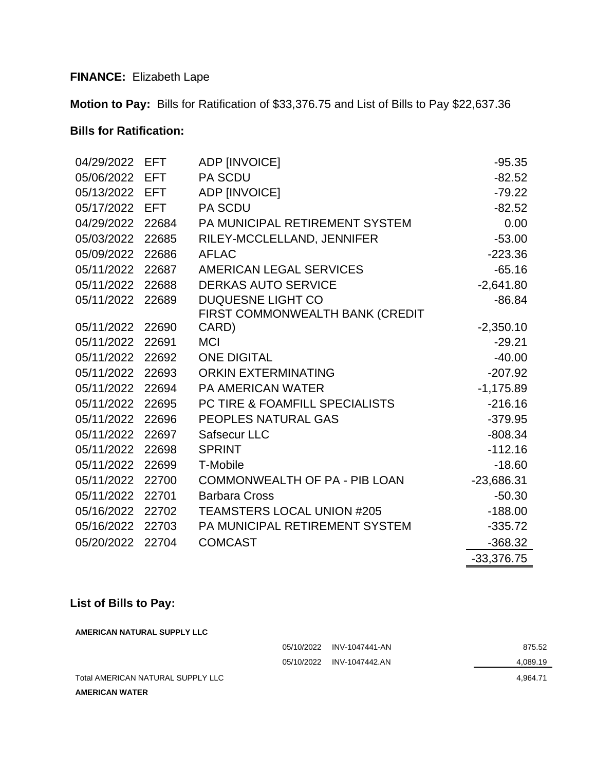**FINANCE:** Elizabeth Lape

**Motion to Pay:** Bills for Ratification of $33,376.75 and List of Bills to Pay $22,637.36

**Bills for Ratification:**

| Date | Ref | Payee | Amount |
|---|---|---|---|
| 04/29/2022 | EFT | ADP [INVOICE] | -95.35 |
| 05/06/2022 | EFT | PA SCDU | -82.52 |
| 05/13/2022 | EFT | ADP [INVOICE] | -79.22 |
| 05/17/2022 | EFT | PA SCDU | -82.52 |
| 04/29/2022 | 22684 | PA MUNICIPAL RETIREMENT SYSTEM | 0.00 |
| 05/03/2022 | 22685 | RILEY-MCCLELLAND, JENNIFER | -53.00 |
| 05/09/2022 | 22686 | AFLAC | -223.36 |
| 05/11/2022 | 22687 | AMERICAN LEGAL SERVICES | -65.16 |
| 05/11/2022 | 22688 | DERKAS AUTO SERVICE | -2,641.80 |
| 05/11/2022 | 22689 | DUQUESNE LIGHT CO | -86.84 |
| 05/11/2022 | 22690 | FIRST COMMONWEALTH BANK (CREDIT CARD) | -2,350.10 |
| 05/11/2022 | 22691 | MCI | -29.21 |
| 05/11/2022 | 22692 | ONE DIGITAL | -40.00 |
| 05/11/2022 | 22693 | ORKIN EXTERMINATING | -207.92 |
| 05/11/2022 | 22694 | PA AMERICAN WATER | -1,175.89 |
| 05/11/2022 | 22695 | PC TIRE & FOAMFILL SPECIALISTS | -216.16 |
| 05/11/2022 | 22696 | PEOPLES NATURAL GAS | -379.95 |
| 05/11/2022 | 22697 | Safsecur LLC | -808.34 |
| 05/11/2022 | 22698 | SPRINT | -112.16 |
| 05/11/2022 | 22699 | T-Mobile | -18.60 |
| 05/11/2022 | 22700 | COMMONWEALTH OF PA - PIB LOAN | -23,686.31 |
| 05/11/2022 | 22701 | Barbara Cross | -50.30 |
| 05/16/2022 | 22702 | TEAMSTERS LOCAL UNION #205 | -188.00 |
| 05/16/2022 | 22703 | PA MUNICIPAL RETIREMENT SYSTEM | -335.72 |
| 05/20/2022 | 22704 | COMCAST | -368.32 |
| | | | -33,376.75 |

**List of Bills to Pay:**

| Vendor | Date | Invoice | Amount |
|---|---|---|---|
| **AMERICAN NATURAL SUPPLY LLC** | | | |
| | 05/10/2022 | INV-1047441-AN | 875.52 |
| | 05/10/2022 | INV-1047442.AN | 4,089.19 |
| Total AMERICAN NATURAL SUPPLY LLC | | | 4,964.71 |
| **AMERICAN WATER** | | | |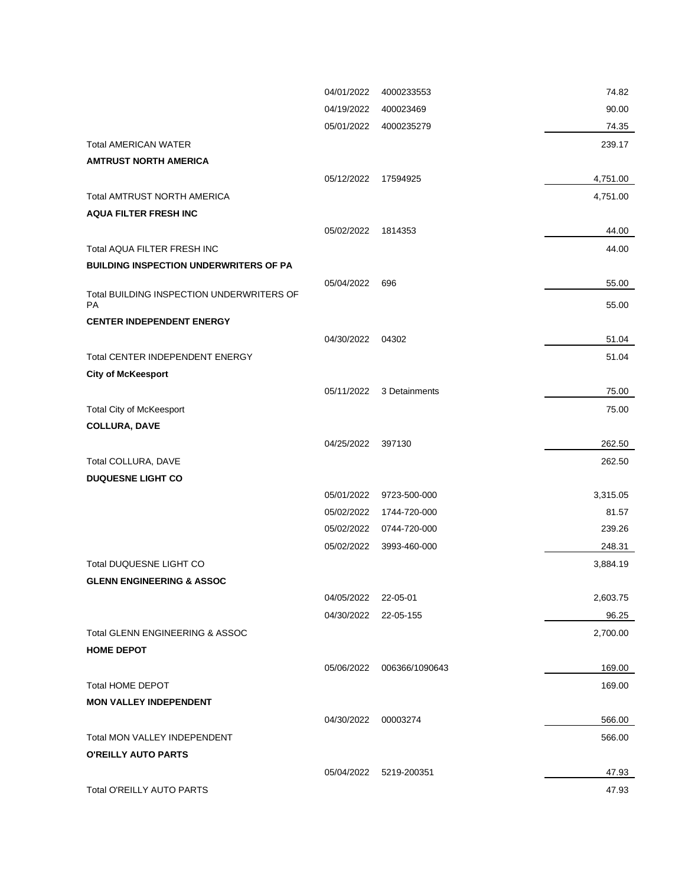| Vendor | Date | Invoice | Amount |
|---|---|---|---|
| | 04/01/2022 | 4000233553 | 74.82 |
| | 04/19/2022 | 400023469 | 90.00 |
| | 05/01/2022 | 4000235279 | 74.35 |
| Total AMERICAN WATER | | | 239.17 |
| **AMTRUST NORTH AMERICA** | | | |
| | 05/12/2022 | 17594925 | 4,751.00 |
| Total AMTRUST NORTH AMERICA | | | 4,751.00 |
| **AQUA FILTER FRESH INC** | | | |
| | 05/02/2022 | 1814353 | 44.00 |
| Total AQUA FILTER FRESH INC | | | 44.00 |
| **BUILDING INSPECTION UNDERWRITERS OF PA** | | | |
| | 05/04/2022 | 696 | 55.00 |
| Total BUILDING INSPECTION UNDERWRITERS OF PA | | | 55.00 |
| **CENTER INDEPENDENT ENERGY** | | | |
| | 04/30/2022 | 04302 | 51.04 |
| Total CENTER INDEPENDENT ENERGY | | | 51.04 |
| **City of McKeesport** | | | |
| | 05/11/2022 | 3 Detainments | 75.00 |
| Total City of McKeesport | | | 75.00 |
| **COLLURA, DAVE** | | | |
| | 04/25/2022 | 397130 | 262.50 |
| Total COLLURA, DAVE | | | 262.50 |
| **DUQUESNE LIGHT CO** | | | |
| | 05/01/2022 | 9723-500-000 | 3,315.05 |
| | 05/02/2022 | 1744-720-000 | 81.57 |
| | 05/02/2022 | 0744-720-000 | 239.26 |
| | 05/02/2022 | 3993-460-000 | 248.31 |
| Total DUQUESNE LIGHT CO | | | 3,884.19 |
| **GLENN ENGINEERING & ASSOC** | | | |
| | 04/05/2022 | 22-05-01 | 2,603.75 |
| | 04/30/2022 | 22-05-155 | 96.25 |
| Total GLENN ENGINEERING & ASSOC | | | 2,700.00 |
| **HOME DEPOT** | | | |
| | 05/06/2022 | 006366/1090643 | 169.00 |
| Total HOME DEPOT | | | 169.00 |
| **MON VALLEY INDEPENDENT** | | | |
| | 04/30/2022 | 00003274 | 566.00 |
| Total MON VALLEY INDEPENDENT | | | 566.00 |
| **O'REILLY AUTO PARTS** | | | |
| | 05/04/2022 | 5219-200351 | 47.93 |
| Total O'REILLY AUTO PARTS | | | 47.93 |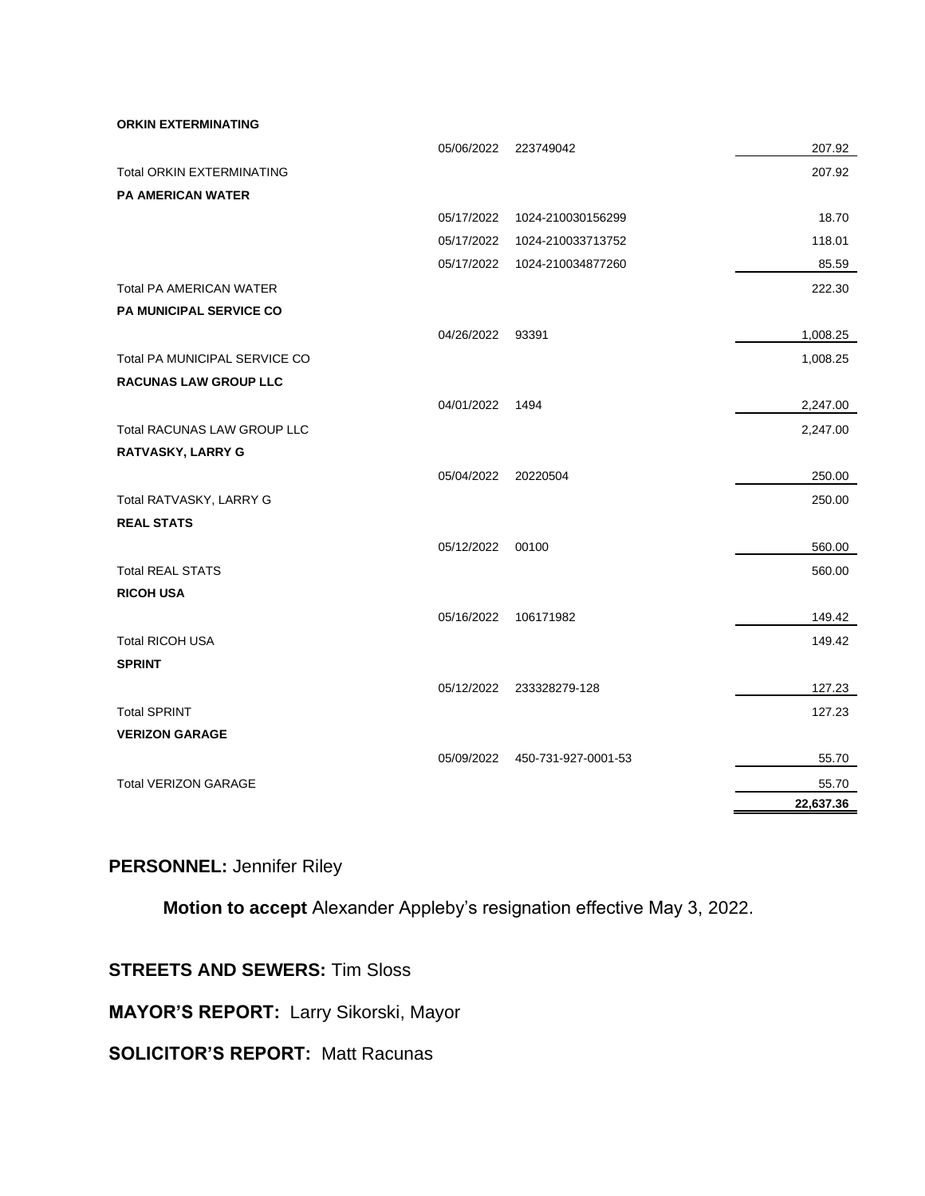| | Date | Num | Amount |
|---|---|---|---|
| **ORKIN EXTERMINATING** | | | |
| | 05/06/2022 | 223749042 | 207.92 |
| Total ORKIN EXTERMINATING | | | 207.92 |
| **PA AMERICAN WATER** | | | |
| | 05/17/2022 | 1024-210030156299 | 18.70 |
| | 05/17/2022 | 1024-210033713752 | 118.01 |
| | 05/17/2022 | 1024-210034877260 | 85.59 |
| Total PA AMERICAN WATER | | | 222.30 |
| **PA MUNICIPAL SERVICE CO** | | | |
| | 04/26/2022 | 93391 | 1,008.25 |
| Total PA MUNICIPAL SERVICE CO | | | 1,008.25 |
| **RACUNAS LAW GROUP LLC** | | | |
| | 04/01/2022 | 1494 | 2,247.00 |
| Total RACUNAS LAW GROUP LLC | | | 2,247.00 |
| **RATVASKY, LARRY G** | | | |
| | 05/04/2022 | 20220504 | 250.00 |
| Total RATVASKY, LARRY G | | | 250.00 |
| **REAL STATS** | | | |
| | 05/12/2022 | 00100 | 560.00 |
| Total REAL STATS | | | 560.00 |
| **RICOH USA** | | | |
| | 05/16/2022 | 106171982 | 149.42 |
| Total RICOH USA | | | 149.42 |
| **SPRINT** | | | |
| | 05/12/2022 | 233328279-128 | 127.23 |
| Total SPRINT | | | 127.23 |
| **VERIZON GARAGE** | | | |
| | 05/09/2022 | 450-731-927-0001-53 | 55.70 |
| Total VERIZON GARAGE | | | 55.70 |
| | | | **22,637.36** |

**PERSONNEL:** Jennifer Riley

**Motion to accept** Alexander Appleby's resignation effective May 3, 2022.

**STREETS AND SEWERS:** Tim Sloss

**MAYOR'S REPORT:** Larry Sikorski, Mayor

**SOLICITOR'S REPORT:** Matt Racunas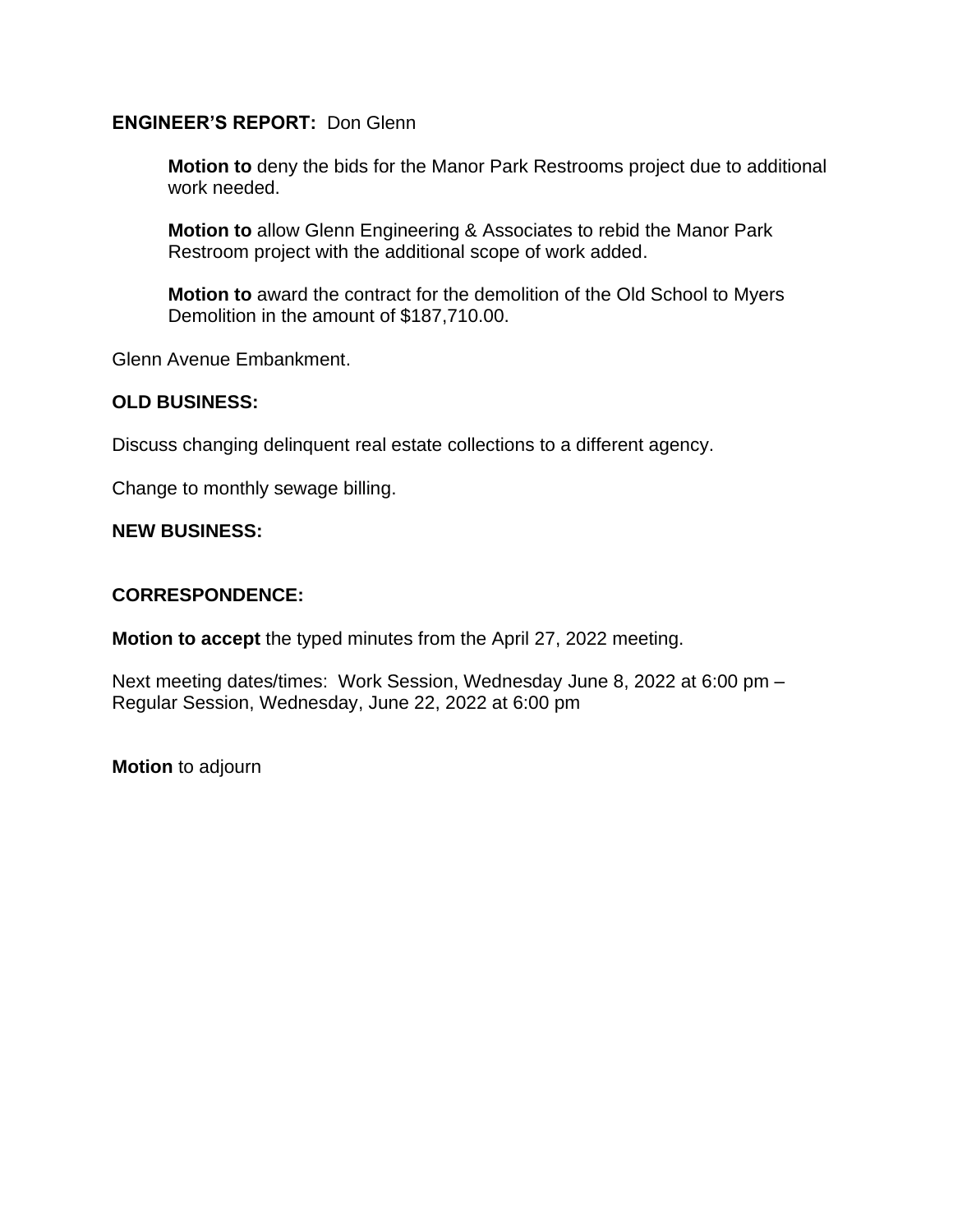**ENGINEER'S REPORT:** Don Glenn

**Motion to** deny the bids for the Manor Park Restrooms project due to additional work needed.

**Motion to** allow Glenn Engineering & Associates to rebid the Manor Park Restroom project with the additional scope of work added.

**Motion to** award the contract for the demolition of the Old School to Myers Demolition in the amount of $187,710.00.

Glenn Avenue Embankment.

**OLD BUSINESS:**

Discuss changing delinquent real estate collections to a different agency.

Change to monthly sewage billing.

**NEW BUSINESS:**

**CORRESPONDENCE:**

**Motion to accept** the typed minutes from the April 27, 2022 meeting.

Next meeting dates/times: Work Session, Wednesday June 8, 2022 at 6:00 pm – Regular Session, Wednesday, June 22, 2022 at 6:00 pm

**Motion** to adjourn